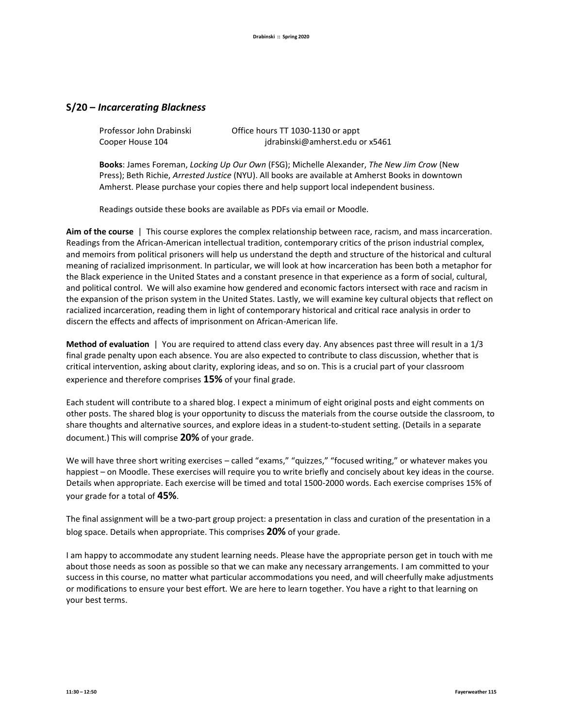## S/20 – *Incercerating Blackness*

Professor John Drabinski Office hours TT 1030-1130 or appt
Cooper House 104 jdrabinski@amherst.edu or x5461

**Books**: James Foreman, *Locking Up Our Own* (FSG); Michelle Alexander, *The New Jim Crow* (New Press); Beth Richie, *Arrested Justice* (NYU). All books are available at Amherst Books in downtown Amherst. Please purchase your copies there and help support local independent business.

Readings outside these books are available as PDFs via email or Moodle.

**Aim of the course** | This course explores the complex relationship between race, racism, and mass incarceration. Readings from the African-American intellectual tradition, contemporary critics of the prison industrial complex, and memoirs from political prisoners will help us understand the depth and structure of the historical and cultural meaning of racialized imprisonment. In particular, we will look at how incarceration has been both a metaphor for the Black experience in the United States and a constant presence in that experience as a form of social, cultural, and political control. We will also examine how gendered and economic factors intersect with race and racism in the expansion of the prison system in the United States. Lastly, we will examine key cultural objects that reflect on racialized incarceration, reading them in light of contemporary historical and critical race analysis in order to discern the effects and affects of imprisonment on African-American life.

**Method of evaluation** | You are required to attend class every day. Any absences past three will result in a 1/3 final grade penalty upon each absence. You are also expected to contribute to class discussion, whether that is critical intervention, asking about clarity, exploring ideas, and so on. This is a crucial part of your classroom experience and therefore comprises **15%** of your final grade.

Each student will contribute to a shared blog. I expect a minimum of eight original posts and eight comments on other posts. The shared blog is your opportunity to discuss the materials from the course outside the classroom, to share thoughts and alternative sources, and explore ideas in a student-to-student setting. (Details in a separate document.) This will comprise **20%** of your grade.

We will have three short writing exercises – called "exams," "quizzes," "focused writing," or whatever makes you happiest – on Moodle. These exercises will require you to write briefly and concisely about key ideas in the course. Details when appropriate. Each exercise will be timed and total 1500-2000 words. Each exercise comprises 15% of your grade for a total of **45%**.

The final assignment will be a two-part group project: a presentation in class and curation of the presentation in a blog space. Details when appropriate. This comprises **20%** of your grade.

I am happy to accommodate any student learning needs. Please have the appropriate person get in touch with me about those needs as soon as possible so that we can make any necessary arrangements. I am committed to your success in this course, no matter what particular accommodations you need, and will cheerfully make adjustments or modifications to ensure your best effort. We are here to learn together. You have a right to that learning on your best terms.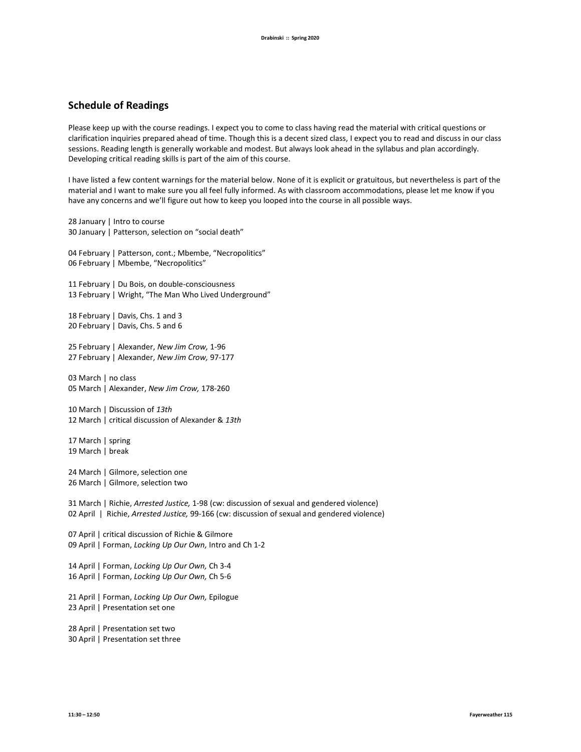## Schedule of Readings

Please keep up with the course readings. I expect you to come to class having read the material with critical questions or clarification inquiries prepared ahead of time. Though this is a decent sized class, I expect you to read and discuss in our class sessions. Reading length is generally workable and modest. But always look ahead in the syllabus and plan accordingly. Developing critical reading skills is part of the aim of this course.

I have listed a few content warnings for the material below. None of it is explicit or gratuitous, but nevertheless is part of the material and I want to make sure you all feel fully informed. As with classroom accommodations, please let me know if you have any concerns and we'll figure out how to keep you looped into the course in all possible ways.

28 January | Intro to course
30 January | Patterson, selection on "social death"

04 February | Patterson, cont.; Mbembe, "Necropolitics"
06 February | Mbembe, "Necropolitics"

11 February | Du Bois, on double-consciousness
13 February | Wright, "The Man Who Lived Underground"

18 February | Davis, Chs. 1 and 3
20 February | Davis, Chs. 5 and 6

25 February | Alexander, *New Jim Crow,* 1-96
27 February | Alexander, *New Jim Crow,* 97-177

03 March | no class
05 March | Alexander, *New Jim Crow,* 178-260

10 March | Discussion of *13th*
12 March | critical discussion of Alexander & *13th*

17 March | spring
19 March | break

24 March | Gilmore, selection one
26 March | Gilmore, selection two

31 March | Richie, *Arrested Justice,* 1-98 (cw: discussion of sexual and gendered violence)
02 April | Richie, *Arrested Justice,* 99-166 (cw: discussion of sexual and gendered violence)

07 April | critical discussion of Richie & Gilmore
09 April | Forman, *Locking Up Our Own,* Intro and Ch 1-2

14 April | Forman, *Locking Up Our Own,* Ch 3-4
16 April | Forman, *Locking Up Our Own,* Ch 5-6

21 April | Forman, *Locking Up Our Own,* Epilogue
23 April | Presentation set one

28 April | Presentation set two
30 April | Presentation set three